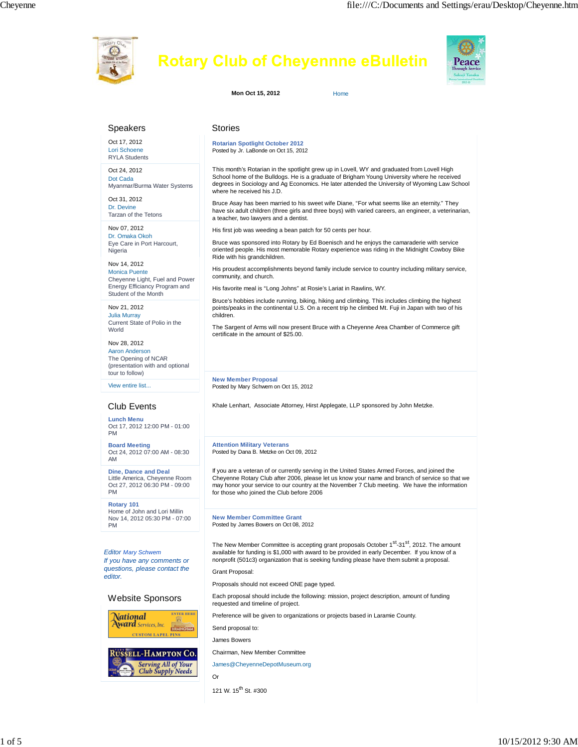# Rotary Club of Cheyenne eBulletin

**Mon Oct 15, 2012**  Home

## Speakers

Oct 17, 2012
Lori Schoene
RYLA Students

Oct 24, 2012
Dot Cada
Myanmar/Burma Water Systems

Oct 31, 2012
Dr. Devine
Tarzan of the Tetons

Nov 07, 2012
Dr. Omaka Okoh
Eye Care in Port Harcourt, Nigeria

Nov 14, 2012
Monica Puente
Cheyenne Light, Fuel and Power Energy Efficiency Program and Student of the Month

Nov 21, 2012
Julia Murray
Current State of Polio in the World

Nov 28, 2012
Aaron Anderson
The Opening of NCAR (presentation with and optional tour to follow)

View entire list...

## Club Events

**Lunch Menu**
Oct 17, 2012 12:00 PM - 01:00 PM

**Board Meeting**
Oct 24, 2012 07:00 AM - 08:30 AM

**Dine, Dance and Deal**
Little America, Cheyenne Room
Oct 27, 2012 06:30 PM - 09:00 PM

**Rotary 101**
Home of John and Lori Millin
Nov 14, 2012 05:30 PM - 07:00 PM

*Editor Mary Schwem*
*If you have any comments or questions, please contact the editor.*

## Website Sponsors

National Award Services, Inc. — Custom Lapel Pins

Russell-Hampton Co. — Serving All of Your Club Supply Needs

## Stories

### Rotarian Spotlight October 2012

Posted by Jr. LaBonde on Oct 15, 2012

This month's Rotarian in the spotlight grew up in Lovell, WY and graduated from Lovell High School home of the Bulldogs. He is a graduate of Brigham Young University where he received degrees in Sociology and Ag Economics. He later attended the University of Wyoming Law School where he received his J.D.

Bruce Asay has been married to his sweet wife Diane, "For what seems like an eternity." They have six adult children (three girls and three boys) with varied careers, an engineer, a veterinarian, a teacher, two lawyers and a dentist.

His first job was weeding a bean patch for 50 cents per hour.

Bruce was sponsored into Rotary by Ed Boenisch and he enjoys the camaraderie with service oriented people. His most memorable Rotary experience was riding in the Midnight Cowboy Bike Ride with his grandchildren.

His proudest accomplishments beyond family include service to country including military service, community, and church.

His favorite meal is "Long Johns" at Rosie's Lariat in Rawlins, WY.

Bruce's hobbies include running, biking, hiking and climbing. This includes climbing the highest points/peaks in the continental U.S. On a recent trip he climbed Mt. Fuji in Japan with two of his children.

The Sargent of Arms will now present Bruce with a Cheyenne Area Chamber of Commerce gift certificate in the amount of $25.00.

### New Member Proposal

Posted by Mary Schwem on Oct 15, 2012

Khale Lenhart, Associate Attorney, Hirst Applegate, LLP sponsored by John Metzke.

### Attention Military Veterans

Posted by Dana B. Metzke on Oct 09, 2012

If you are a veteran of or currently serving in the United States Armed Forces, and joined the Cheyenne Rotary Club after 2006, please let us know your name and branch of service so that we may honor your service to our country at the November 7 Club meeting. We have the information for those who joined the Club before 2006

### New Member Committee Grant

Posted by James Bowers on Oct 08, 2012

The New Member Committee is accepting grant proposals October 1st-31st, 2012. The amount available for funding is $1,000 with award to be provided in early December. If you know of a nonprofit (501c3) organization that is seeking funding please have them submit a proposal.

Grant Proposal:

Proposals should not exceed ONE page typed.

Each proposal should include the following: mission, project description, amount of funding requested and timeline of project.

Preference will be given to organizations or projects based in Laramie County.

Send proposal to:

James Bowers

Chairman, New Member Committee

James@CheyenneDepotMuseum.org

Or

121 W. 15th St. #300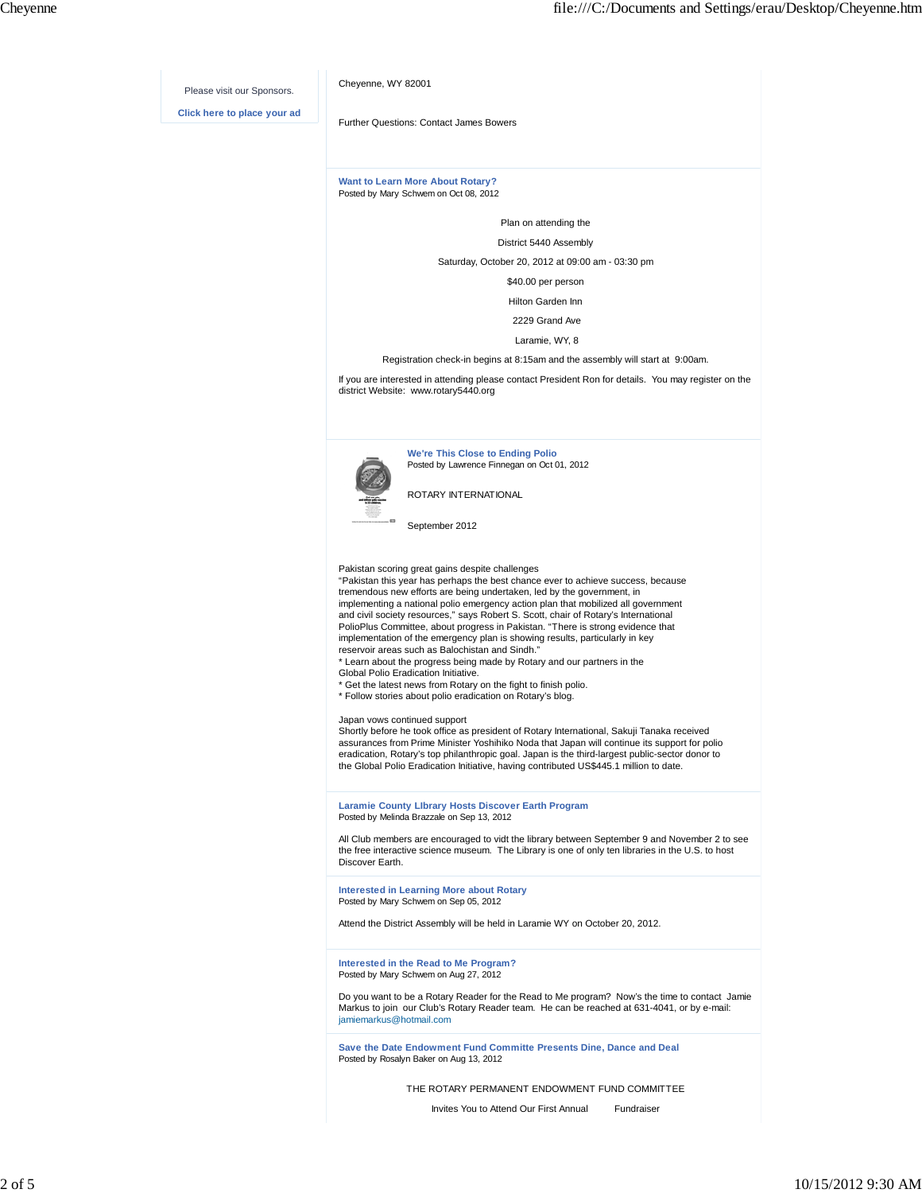Please visit our Sponsors.

Click here to place your ad

Cheyenne, WY 82001

Further Questions: Contact James Bowers

### Want to Learn More About Rotary?

Posted by Mary Schwem on Oct 08, 2012

Plan on attending the

District 5440 Assembly

Saturday, October 20, 2012 at 09:00 am - 03:30 pm

$40.00 per person

Hilton Garden Inn

2229 Grand Ave

Laramie, WY, 8

Registration check-in begins at 8:15am and the assembly will start at 9:00am.

If you are interested in attending please contact President Ron for details. You may register on the district Website: www.rotary5440.org

### We're This Close to Ending Polio

Posted by Lawrence Finnegan on Oct 01, 2012

ROTARY INTERNATIONAL

September 2012

Pakistan scoring great gains despite challenges
"Pakistan this year has perhaps the best chance ever to achieve success, because tremendous new efforts are being undertaken, led by the government, in implementing a national polio emergency action plan that mobilized all government and civil society resources," says Robert S. Scott, chair of Rotary's International PolioPlus Committee, about progress in Pakistan. "There is strong evidence that implementation of the emergency plan is showing results, particularly in key reservoir areas such as Balochistan and Sindh."
* Learn about the progress being made by Rotary and our partners in the Global Polio Eradication Initiative.
* Get the latest news from Rotary on the fight to finish polio.
* Follow stories about polio eradication on Rotary's blog.

Japan vows continued support
Shortly before he took office as president of Rotary International, Sakuji Tanaka received assurances from Prime Minister Yoshihiko Noda that Japan will continue its support for polio eradication, Rotary's top philanthropic goal. Japan is the third-largest public-sector donor to the Global Polio Eradication Initiative, having contributed US$445.1 million to date.

### Laramie County LIbrary Hosts Discover Earth Program

Posted by Melinda Brazzale on Sep 13, 2012

All Club members are encouraged to vidt the library between September 9 and November 2 to see the free interactive science museum. The Library is one of only ten libraries in the U.S. to host Discover Earth.

### Interested in Learning More about Rotary

Posted by Mary Schwem on Sep 05, 2012

Attend the District Assembly will be held in Laramie WY on October 20, 2012.

### Interested in the Read to Me Program?

Posted by Mary Schwem on Aug 27, 2012

Do you want to be a Rotary Reader for the Read to Me program? Now's the time to contact Jamie Markus to join our Club's Rotary Reader team. He can be reached at 631-4041, or by e-mail: jamiemarkus@hotmail.com

### Save the Date Endowment Fund Committe Presents Dine, Dance and Deal

Posted by Rosalyn Baker on Aug 13, 2012

THE ROTARY PERMANENT ENDOWMENT FUND COMMITTEE

Invites You to Attend Our First Annual Fundraiser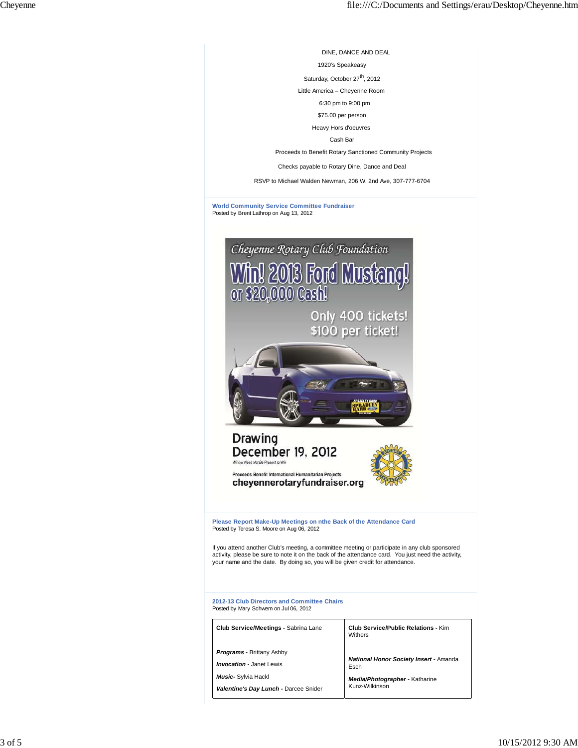DINE, DANCE AND DEAL

1920's Speakeasy

Saturday, October 27th, 2012

Little America – Cheyenne Room

6:30 pm to 9:00 pm

$75.00 per person

Heavy Hors d'oeuvres

Cash Bar

Proceeds to Benefit Rotary Sanctioned Community Projects

Checks payable to Rotary Dine, Dance and Deal

RSVP to Michael Walden Newman, 206 W. 2nd Ave, 307-777-6704

### World Community Service Committee Fundraiser

Posted by Brent Lathrop on Aug 13, 2012

Cheyenne Rotary Club Foundation

**Win! 2013 Ford Mustang! or $20,000 Cash!**

Only 400 tickets! $100 per ticket!

Drawing December 19, 2012

Winner Need Not Be Present to Win

Proceeds Benefit International Humanitarian Projects

cheyennerotaryfundraiser.org

### Please Report Make-Up Meetings on nthe Back of the Attendance Card

Posted by Teresa S. Moore on Aug 06, 2012

If you attend another Club's meeting, a committee meeting or participate in any club sponsored activity, please be sure to note it on the back of the attendance card. You just need the activity, your name and the date. By doing so, you will be given credit for attendance.

### 2012-13 Club Directors and Committee Chairs

Posted by Mary Schwem on Jul 06, 2012

| | |
|---|---|
| **Club Service/Meetings -** Sabrina Lane<br><br>***Programs -*** Brittany Ashby<br>***Invocation -*** Janet Lewis<br>***Music-*** Sylvia Hackl<br>***Valentine's Day Lunch -*** Darcee Snider | **Club Service/Public Relations -** Kim Withers<br><br>***National Honor Society Insert -*** Amanda Esch<br>***Media/Photographer -*** Katharine Kunz-Wilkinson |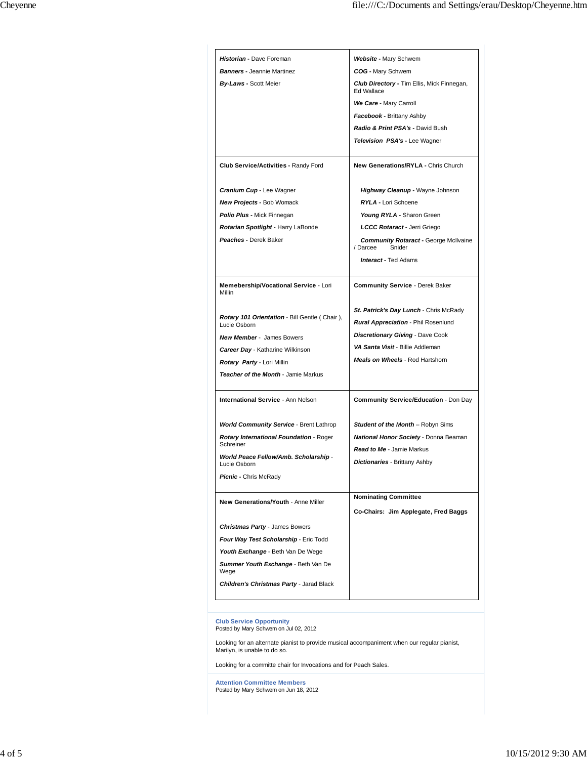| | |
|---|---|
| ***Historian -*** Dave Foreman<br>***Banners -*** Jeannie Martinez<br>***By-Laws -*** Scott Meier | ***Website -*** Mary Schwem<br>***COG -*** Mary Schwem<br>***Club Directory -*** Tim Ellis, Mick Finnegan, Ed Wallace<br>***We Care -*** Mary Carroll<br>***Facebook -*** Brittany Ashby<br>***Radio & Print PSA's -*** David Bush<br>***Television PSA's -*** Lee Wagner |
| **Club Service/Activities -** Randy Ford<br><br>***Cranium Cup -*** Lee Wagner<br>***New Projects -*** Bob Womack<br>***Polio Plus -*** Mick Finnegan<br>***Rotarian Spotlight -*** Harry LaBonde<br>***Peaches -*** Derek Baker | **New Generations/RYLA -** Chris Church<br><br>***Highway Cleanup -*** Wayne Johnson<br>***RYLA -*** Lori Schoene<br>***Young RYLA -*** Sharon Green<br>***LCCC Rotaract -*** Jerri Griego<br>***Community Rotaract -*** George McIlvaine / Darcee Snider<br>***Interact -*** Ted Adams |
| **Memebership/Vocational Service** - Lori Millin<br><br>***Rotary 101 Orientation*** - Bill Gentle ( Chair ), Lucie Osborn<br>***New Member*** - James Bowers<br>***Career Day*** - Katharine Wilkinson<br>***Rotary Party*** - Lori Millin<br>***Teacher of the Month*** - Jamie Markus | **Community Service** - Derek Baker<br><br>***St. Patrick's Day Lunch*** - Chris McRady<br>***Rural Appreciation*** - Phil Rosenlund<br>***Discretionary Giving*** - Dave Cook<br>***VA Santa Visit*** - Billie Addleman<br>***Meals on Wheels*** - Rod Hartshorn |
| **International Service** - Ann Nelson<br><br>***World Community Service*** - Brent Lathrop<br>***Rotary International Foundation*** - Roger Schreiner<br>***World Peace Fellow/Amb. Scholarship*** - Lucie Osborn<br>***Picnic -*** Chris McRady | **Community Service/Education** - Don Day<br><br>***Student of the Month*** – Robyn Sims<br>***National Honor Society*** - Donna Beaman<br>***Read to Me*** - Jamie Markus<br>***Dictionaries*** - Brittany Ashby |
| **New Generations/Youth** - Anne Miller<br><br>***Christmas Party*** - James Bowers<br>***Four Way Test Scholarship*** - Eric Todd<br>***Youth Exchange*** - Beth Van De Wege<br>***Summer Youth Exchange*** - Beth Van De Wege<br>***Children's Christmas Party*** - Jarad Black | **Nominating Committee**<br><br>**Co-Chairs: Jim Applegate, Fred Baggs** |

**Club Service Opportunity**
Posted by Mary Schwem on Jul 02, 2012

Looking for an alternate pianist to provide musical accompaniment when our regular pianist, Marilyn, is unable to do so.

Looking for a committe chair for Invocations and for Peach Sales.

**Attention Committee Members**
Posted by Mary Schwem on Jun 18, 2012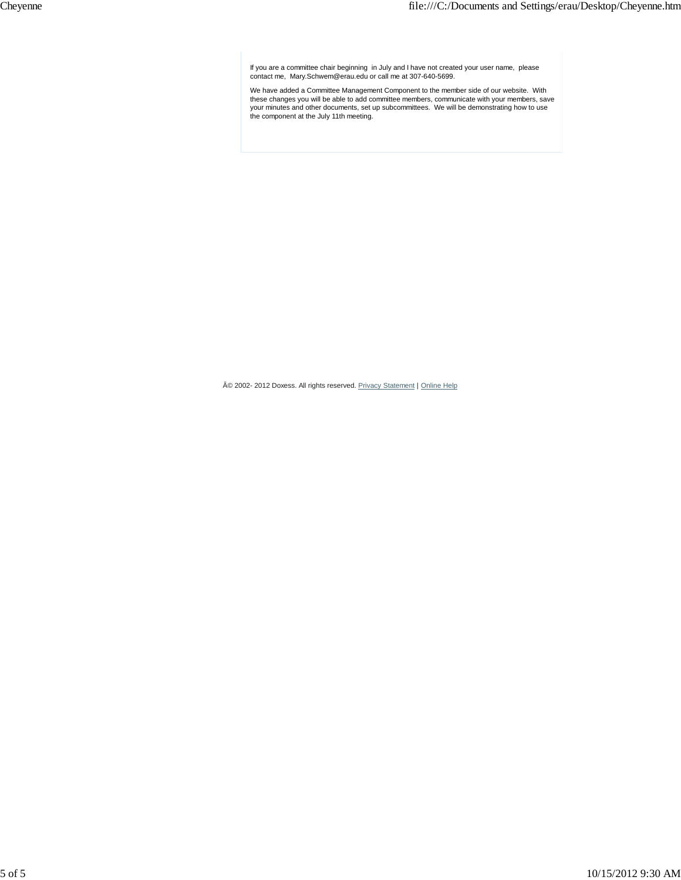If you are a committee chair beginning  in July and I have not created your user name,  please contact me,  Mary.Schwem@erau.edu or call me at 307-640-5699.

We have added a Committee Management Component to the member side of our website.  With these changes you will be able to add committee members, communicate with your members, save your minutes and other documents, set up subcommittees.  We will be demonstrating how to use the component at the July 11th meeting.

Â© 2002- 2012 Doxess. All rights reserved. Privacy Statement | Online Help